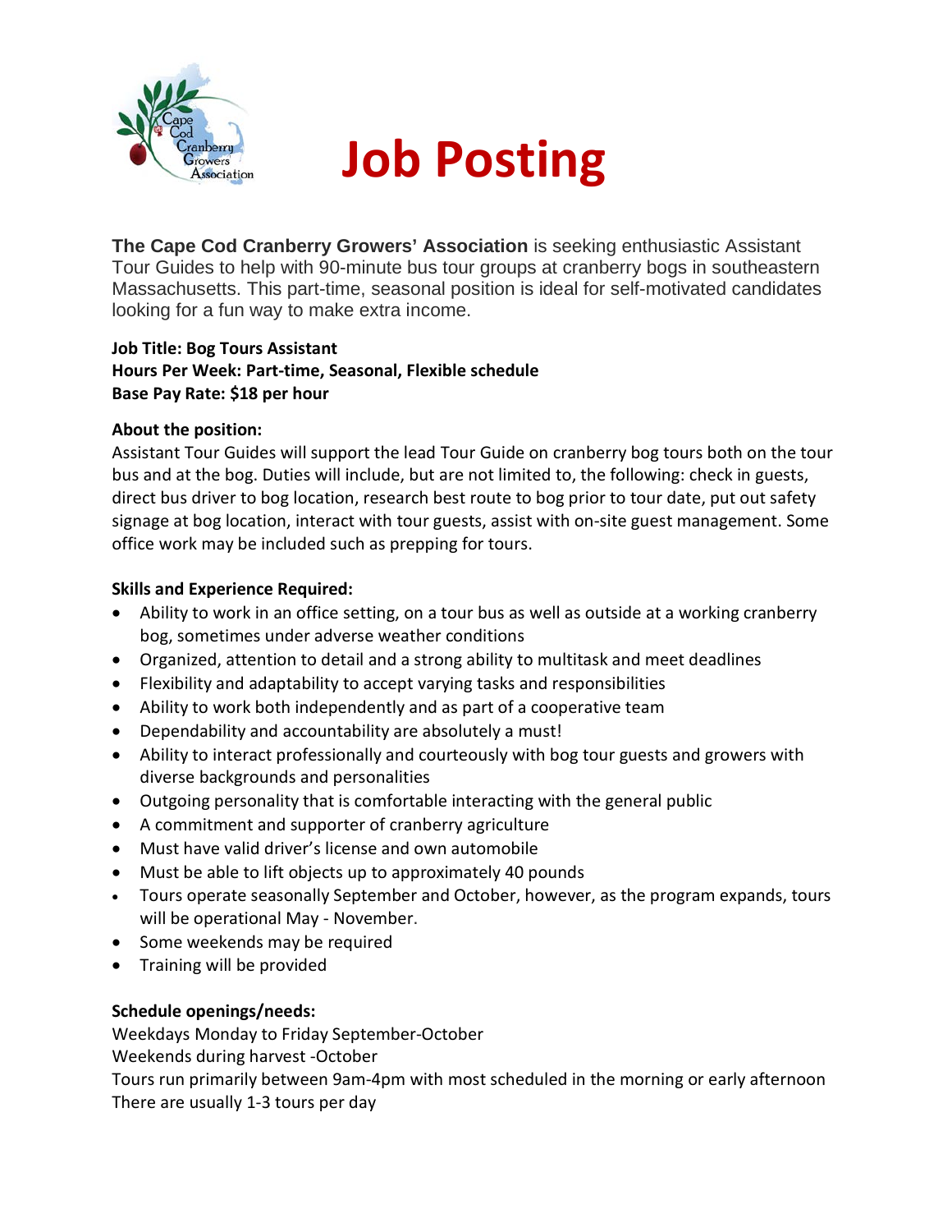# Job Posting

**The Cape Cod Cranberry Growers' Association** is seeking enthusiastic Assistant Tour Guides to help with 90-minute bus tour groups at cranberry bogs in southeastern Massachusetts. This part-time, seasonal position is ideal for self-motivated candidates looking for a fun way to make extra income.

**Job Title: Bog Tours Assistant**
**Hours Per Week: Part-time, Seasonal, Flexible schedule**
**Base Pay Rate: $18 per hour**

**About the position:**
Assistant Tour Guides will support the lead Tour Guide on cranberry bog tours both on the tour bus and at the bog. Duties will include, but are not limited to, the following: check in guests, direct bus driver to bog location, research best route to bog prior to tour date, put out safety signage at bog location, interact with tour guests, assist with on-site guest management. Some office work may be included such as prepping for tours.

**Skills and Experience Required:**

- Ability to work in an office setting, on a tour bus as well as outside at a working cranberry bog, sometimes under adverse weather conditions
- Organized, attention to detail and a strong ability to multitask and meet deadlines
- Flexibility and adaptability to accept varying tasks and responsibilities
- Ability to work both independently and as part of a cooperative team
- Dependability and accountability are absolutely a must!
- Ability to interact professionally and courteously with bog tour guests and growers with diverse backgrounds and personalities
- Outgoing personality that is comfortable interacting with the general public
- A commitment and supporter of cranberry agriculture
- Must have valid driver's license and own automobile
- Must be able to lift objects up to approximately 40 pounds
- Tours operate seasonally September and October, however, as the program expands, tours will be operational May - November.
- Some weekends may be required
- Training will be provided

**Schedule openings/needs:**
Weekdays Monday to Friday September-October
Weekends during harvest -October
Tours run primarily between 9am-4pm with most scheduled in the morning or early afternoon
There are usually 1-3 tours per day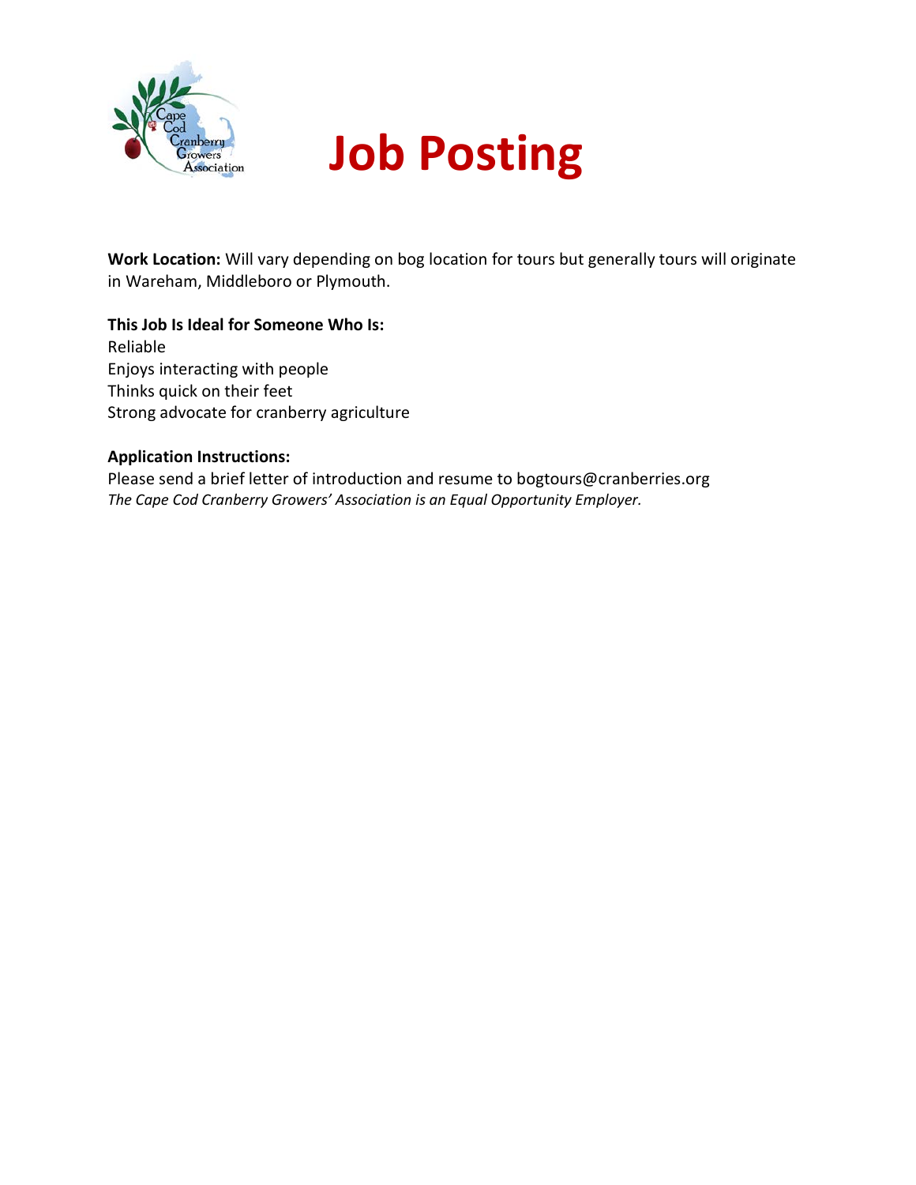# Job Posting

**Work Location:** Will vary depending on bog location for tours but generally tours will originate in Wareham, Middleboro or Plymouth.

**This Job Is Ideal for Someone Who Is:**
Reliable
Enjoys interacting with people
Thinks quick on their feet
Strong advocate for cranberry agriculture

**Application Instructions:**
Please send a brief letter of introduction and resume to bogtours@cranberries.org
*The Cape Cod Cranberry Growers' Association is an Equal Opportunity Employer.*